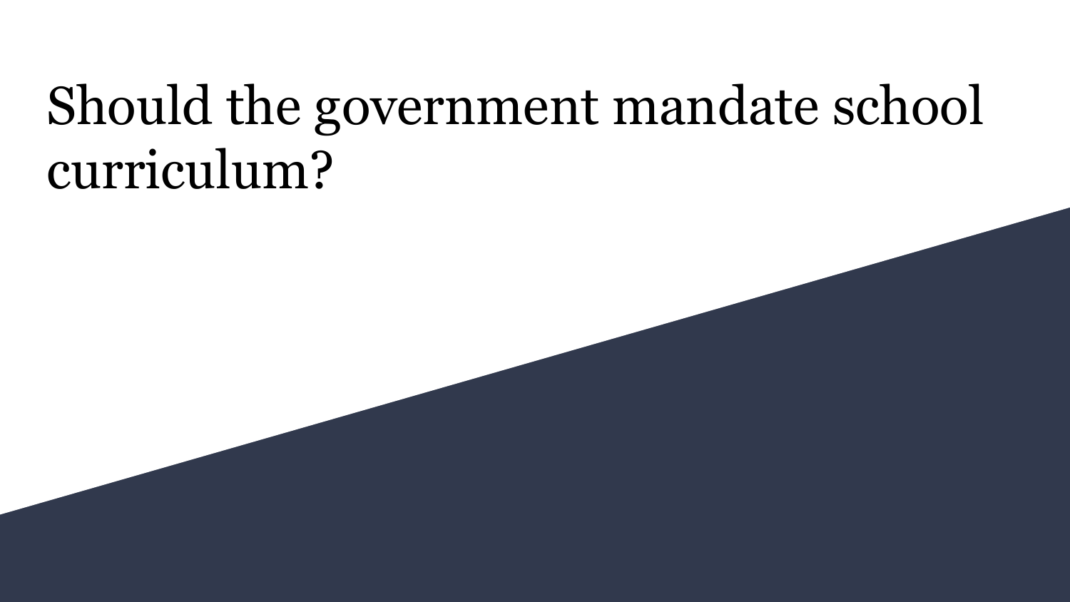# Should the government mandate school curriculum?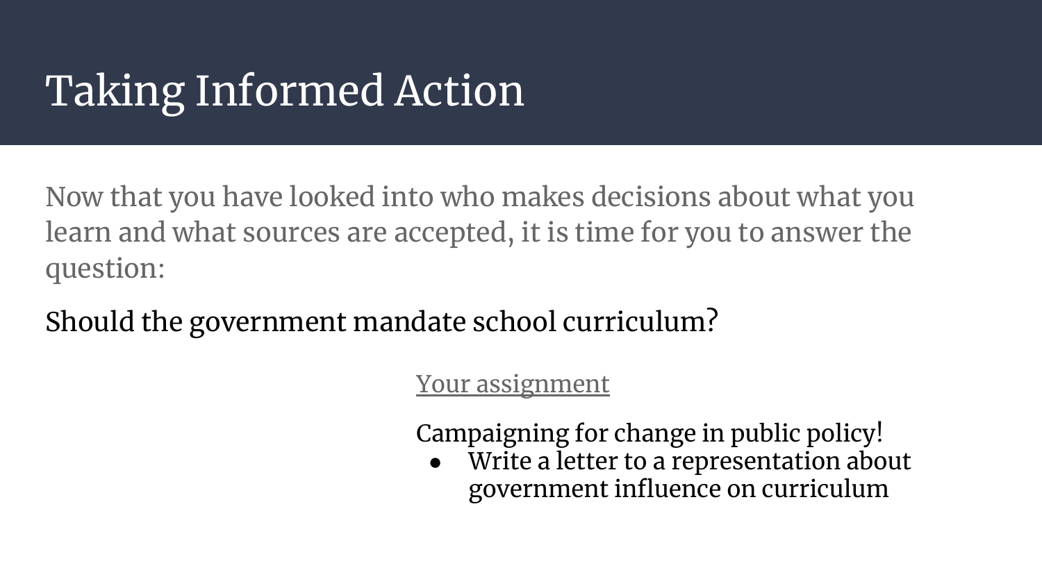# Taking Informed Action

Now that you have looked into who makes decisions about what you learn and what sources are accepted, it is time for you to answer the question:

Should the government mandate school curriculum?

Your assignment

Campaigning for change in public policy!

- Write a letter to a representation about government influence on curriculum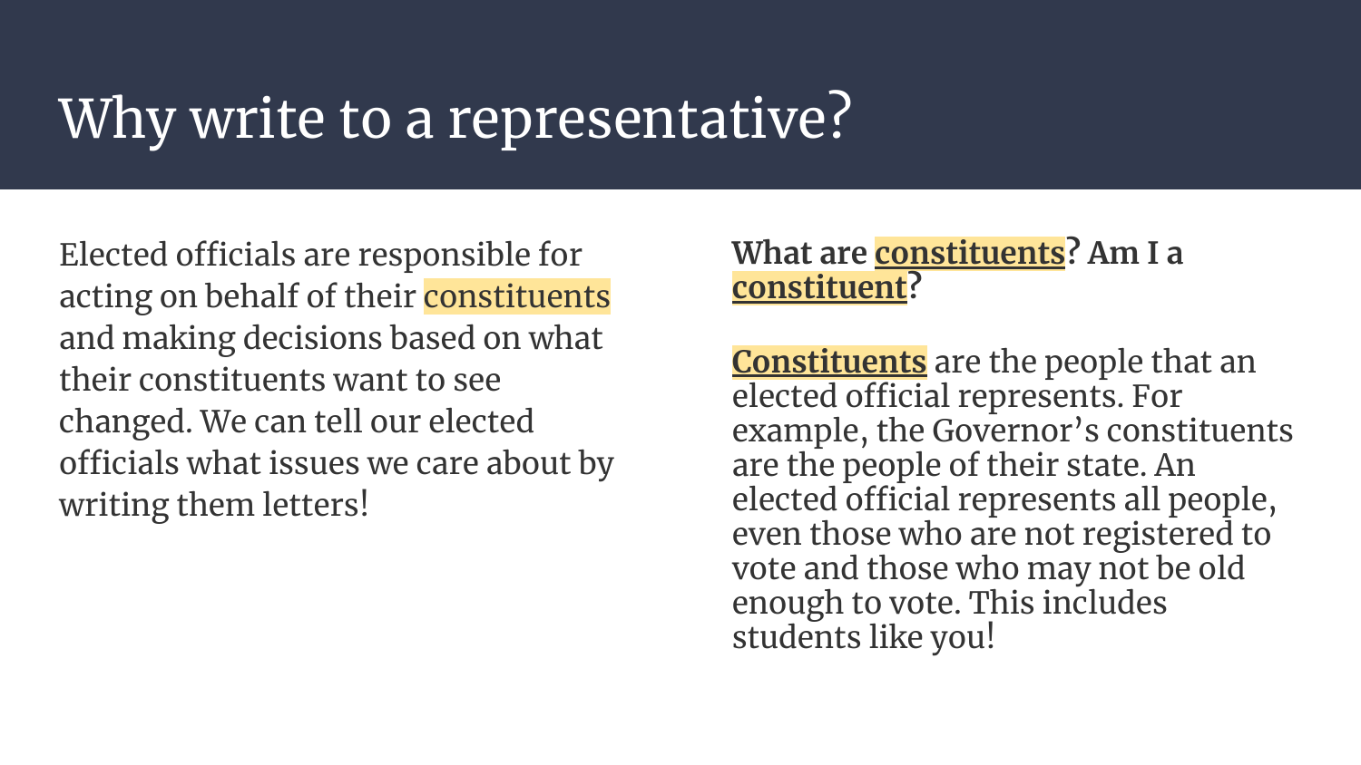# Why write to a representative?

Elected officials are responsible for acting on behalf of their constituents and making decisions based on what their constituents want to see changed. We can tell our elected officials what issues we care about by writing them letters!

**What are constituents? Am I a constituent?**

**Constituents** are the people that an elected official represents. For example, the Governor's constituents are the people of their state. An elected official represents all people, even those who are not registered to vote and those who may not be old enough to vote. This includes students like you!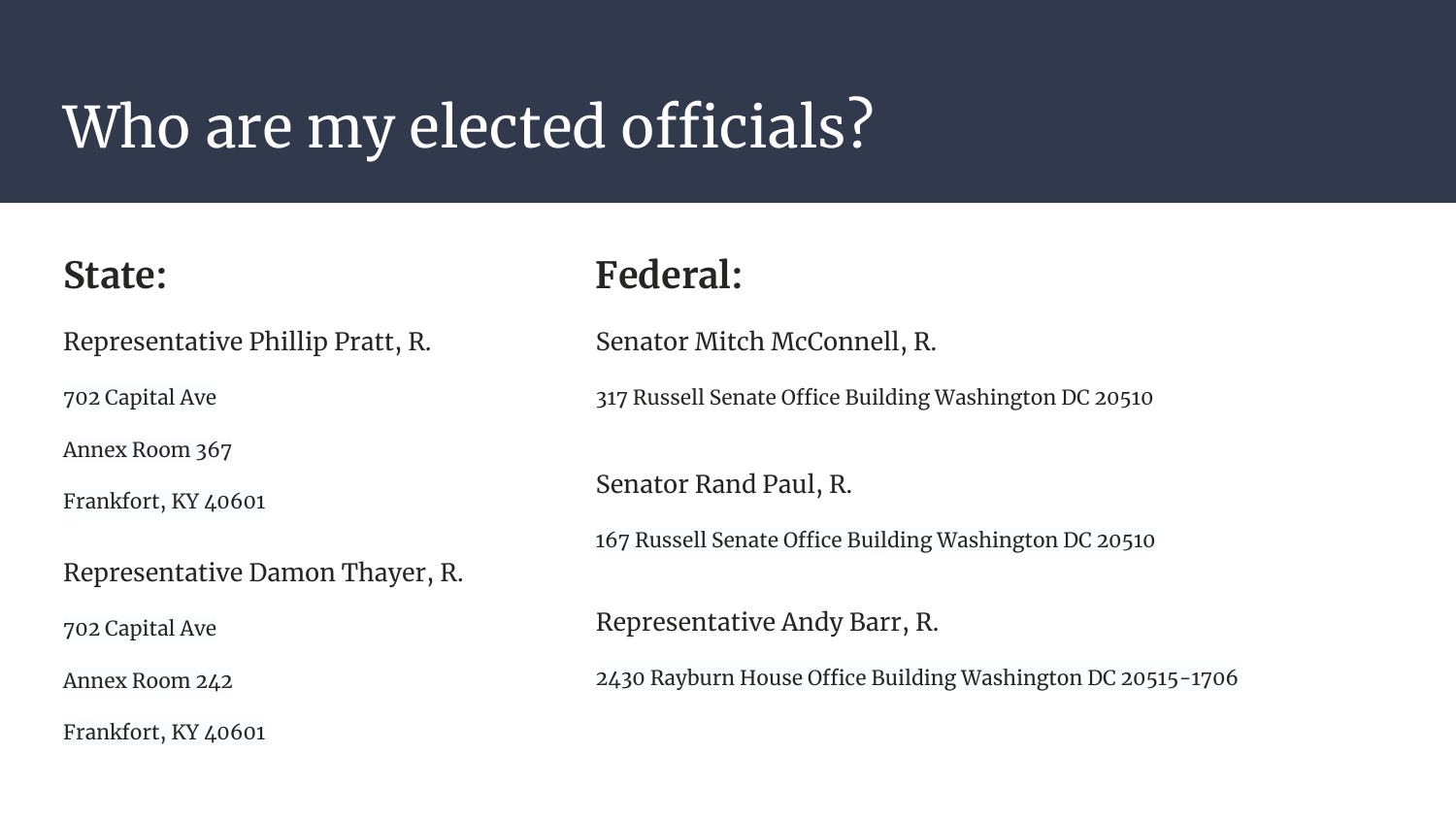# Who are my elected officials?

## State:

Representative Phillip Pratt, R.

702 Capital Ave

Annex Room 367

Frankfort, KY 40601

Representative Damon Thayer, R.

702 Capital Ave

Annex Room 242

Frankfort, KY 40601

## Federal:

Senator Mitch McConnell, R.

317 Russell Senate Office Building Washington DC 20510

Senator Rand Paul, R.

167 Russell Senate Office Building Washington DC 20510

Representative Andy Barr, R.

2430 Rayburn House Office Building Washington DC 20515-1706